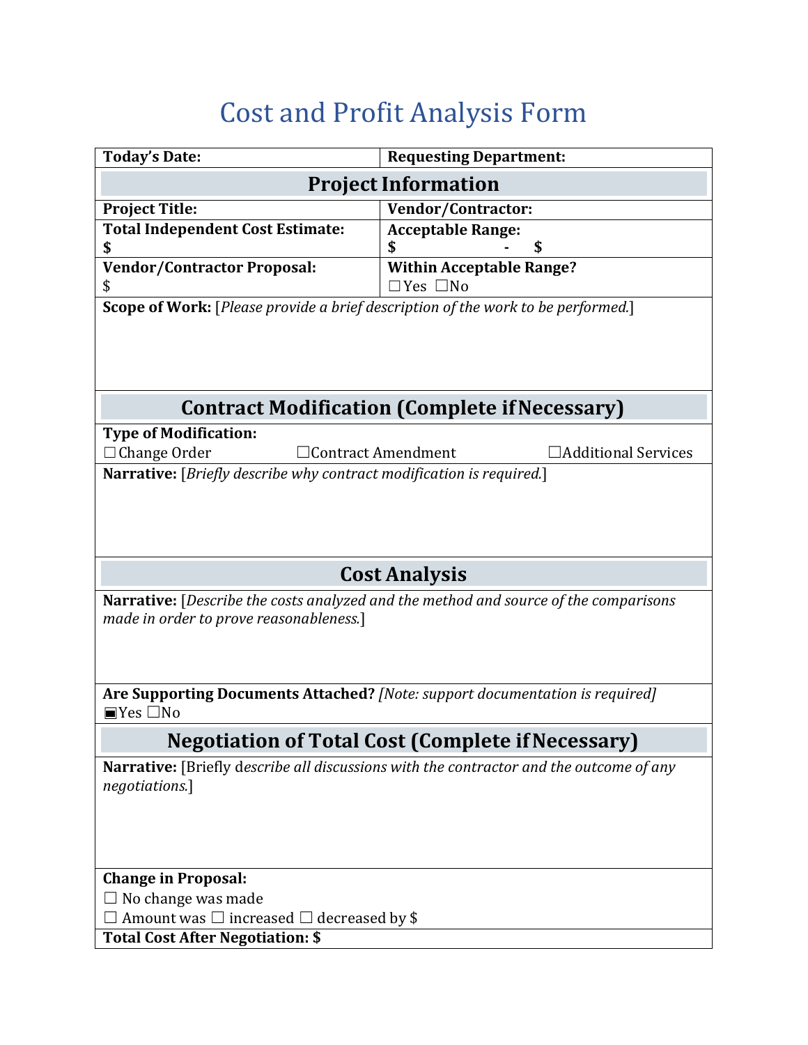# Cost and Profit Analysis Form

| **Today's Date:** | **Requesting Department:** |
|---|---|

## Project Information

| | |
|---|---|
| **Project Title:** | **Vendor/Contractor:** |
| **Total Independent Cost Estimate:** **$** | **Acceptable Range:** **$ - $** |
| **Vendor/Contractor Proposal:** $ | **Within Acceptable Range?** ☐Yes ☐No |

**Scope of Work:** [*Please provide a brief description of the work to be performed.*]

## Contract Modification (Complete if Necessary)

**Type of Modification:**

☐Change Order ☐Contract Amendment ☐Additional Services

**Narrative:** [*Briefly describe why contract modification is required.*]

## Cost Analysis

**Narrative:** [*Describe the costs analyzed and the method and source of the comparisons made in order to prove reasonableness.*]

**Are Supporting Documents Attached?** *[Note: support documentation is required]*

▣Yes ☐No

## Negotiation of Total Cost (Complete if Necessary)

**Narrative:** [Briefly d*escribe all discussions with the contractor and the outcome of any negotiations.*]

**Change in Proposal:**

☐ No change was made

☐ Amount was ☐ increased ☐ decreased by $

**Total Cost After Negotiation: $**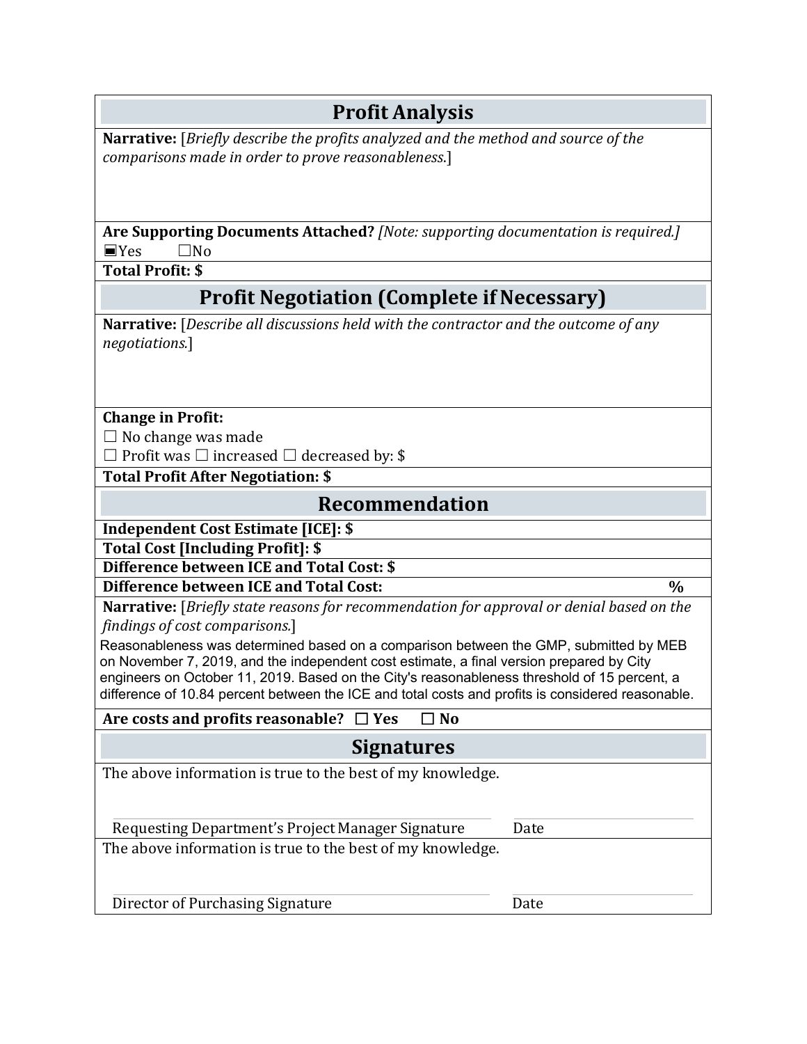## Profit Analysis

**Narrative:** [*Briefly describe the profits analyzed and the method and source of the comparisons made in order to prove reasonableness.*]

**Are Supporting Documents Attached?** *[Note: supporting documentation is required.]*
■Yes ☐No

**Total Profit: $**

## Profit Negotiation (Complete if Necessary)

**Narrative:** [*Describe all discussions held with the contractor and the outcome of any negotiations.*]

**Change in Profit:**
☐ No change was made
☐ Profit was ☐ increased ☐ decreased by: $

**Total Profit After Negotiation: $**

## Recommendation

**Independent Cost Estimate [ICE]: $**

**Total Cost [Including Profit]: $**

**Difference between ICE and Total Cost: $**

**Difference between ICE and Total Cost:** **%**

**Narrative:** [*Briefly state reasons for recommendation for approval or denial based on the findings of cost comparisons.*]

Reasonableness was determined based on a comparison between the GMP, submitted by MEB on November 7, 2019, and the independent cost estimate, a final version prepared by City engineers on October 11, 2019. Based on the City's reasonableness threshold of 15 percent, a difference of 10.84 percent between the ICE and total costs and profits is considered reasonable.

**Are costs and profits reasonable?** ☐ **Yes** ☐ **No**

## Signatures

The above information is true to the best of my knowledge.

Requesting Department's Project Manager Signature Date

The above information is true to the best of my knowledge.

Director of Purchasing Signature Date